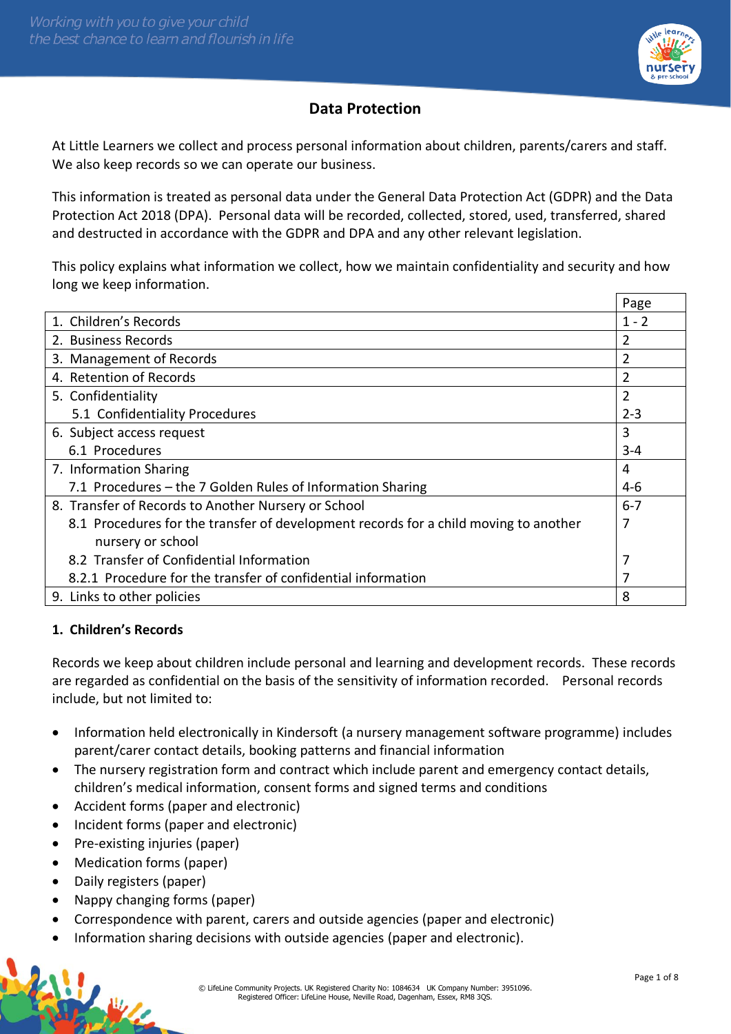# Data Protection

At Little Learners we collect and process personal information about children, parents/carers and staff. We also keep records so we can operate our business.

This information is treated as personal data under the General Data Protection Act (GDPR) and the Data Protection Act 2018 (DPA). Personal data will be recorded, collected, stored, used, transferred, shared and destructed in accordance with the GDPR and DPA and any other relevant legislation.

This policy explains what information we collect, how we maintain confidentiality and security and how long we keep information.

| | Page |
|---|---|
| 1. Children's Records | 1 - 2 |
| 2. Business Records | 2 |
| 3. Management of Records | 2 |
| 4. Retention of Records | 2 |
| 5. Confidentiality<br>5.1 Confidentiality Procedures | 2<br>2-3 |
| 6. Subject access request<br>6.1 Procedures | 3<br>3-4 |
| 7. Information Sharing<br>7.1 Procedures – the 7 Golden Rules of Information Sharing | 4<br>4-6 |
| 8. Transfer of Records to Another Nursery or School<br>8.1 Procedures for the transfer of development records for a child moving to another nursery or school<br>8.2 Transfer of Confidential Information<br>8.2.1 Procedure for the transfer of confidential information | 6-7<br>7<br>7<br>7 |
| 9. Links to other policies | 8 |

## 1. Children's Records

Records we keep about children include personal and learning and development records. These records are regarded as confidential on the basis of the sensitivity of information recorded. Personal records include, but not limited to:

- Information held electronically in Kindersoft (a nursery management software programme) includes parent/carer contact details, booking patterns and financial information
- The nursery registration form and contract which include parent and emergency contact details, children's medical information, consent forms and signed terms and conditions
- Accident forms (paper and electronic)
- Incident forms (paper and electronic)
- Pre-existing injuries (paper)
- Medication forms (paper)
- Daily registers (paper)
- Nappy changing forms (paper)
- Correspondence with parent, carers and outside agencies (paper and electronic)
- Information sharing decisions with outside agencies (paper and electronic).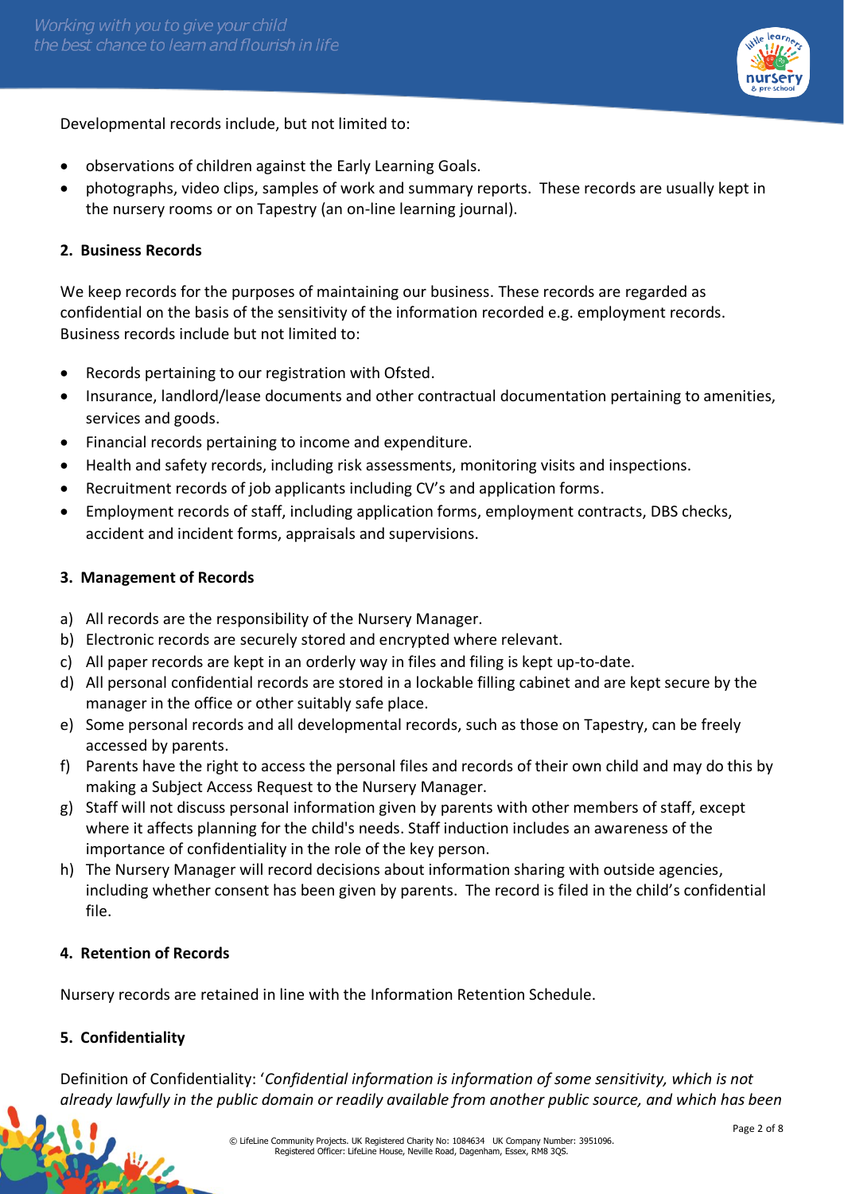Developmental records include, but not limited to:

- observations of children against the Early Learning Goals.
- photographs, video clips, samples of work and summary reports. These records are usually kept in the nursery rooms or on Tapestry (an on-line learning journal).

## 2. Business Records

We keep records for the purposes of maintaining our business. These records are regarded as confidential on the basis of the sensitivity of the information recorded e.g. employment records. Business records include but not limited to:

- Records pertaining to our registration with Ofsted.
- Insurance, landlord/lease documents and other contractual documentation pertaining to amenities, services and goods.
- Financial records pertaining to income and expenditure.
- Health and safety records, including risk assessments, monitoring visits and inspections.
- Recruitment records of job applicants including CV's and application forms.
- Employment records of staff, including application forms, employment contracts, DBS checks, accident and incident forms, appraisals and supervisions.

## 3. Management of Records

a) All records are the responsibility of the Nursery Manager.
b) Electronic records are securely stored and encrypted where relevant.
c) All paper records are kept in an orderly way in files and filing is kept up-to-date.
d) All personal confidential records are stored in a lockable filling cabinet and are kept secure by the manager in the office or other suitably safe place.
e) Some personal records and all developmental records, such as those on Tapestry, can be freely accessed by parents.
f) Parents have the right to access the personal files and records of their own child and may do this by making a Subject Access Request to the Nursery Manager.
g) Staff will not discuss personal information given by parents with other members of staff, except where it affects planning for the child's needs. Staff induction includes an awareness of the importance of confidentiality in the role of the key person.
h) The Nursery Manager will record decisions about information sharing with outside agencies, including whether consent has been given by parents. The record is filed in the child's confidential file.

## 4. Retention of Records

Nursery records are retained in line with the Information Retention Schedule.

## 5. Confidentiality

Definition of Confidentiality: '*Confidential information is information of some sensitivity, which is not already lawfully in the public domain or readily available from another public source, and which has been*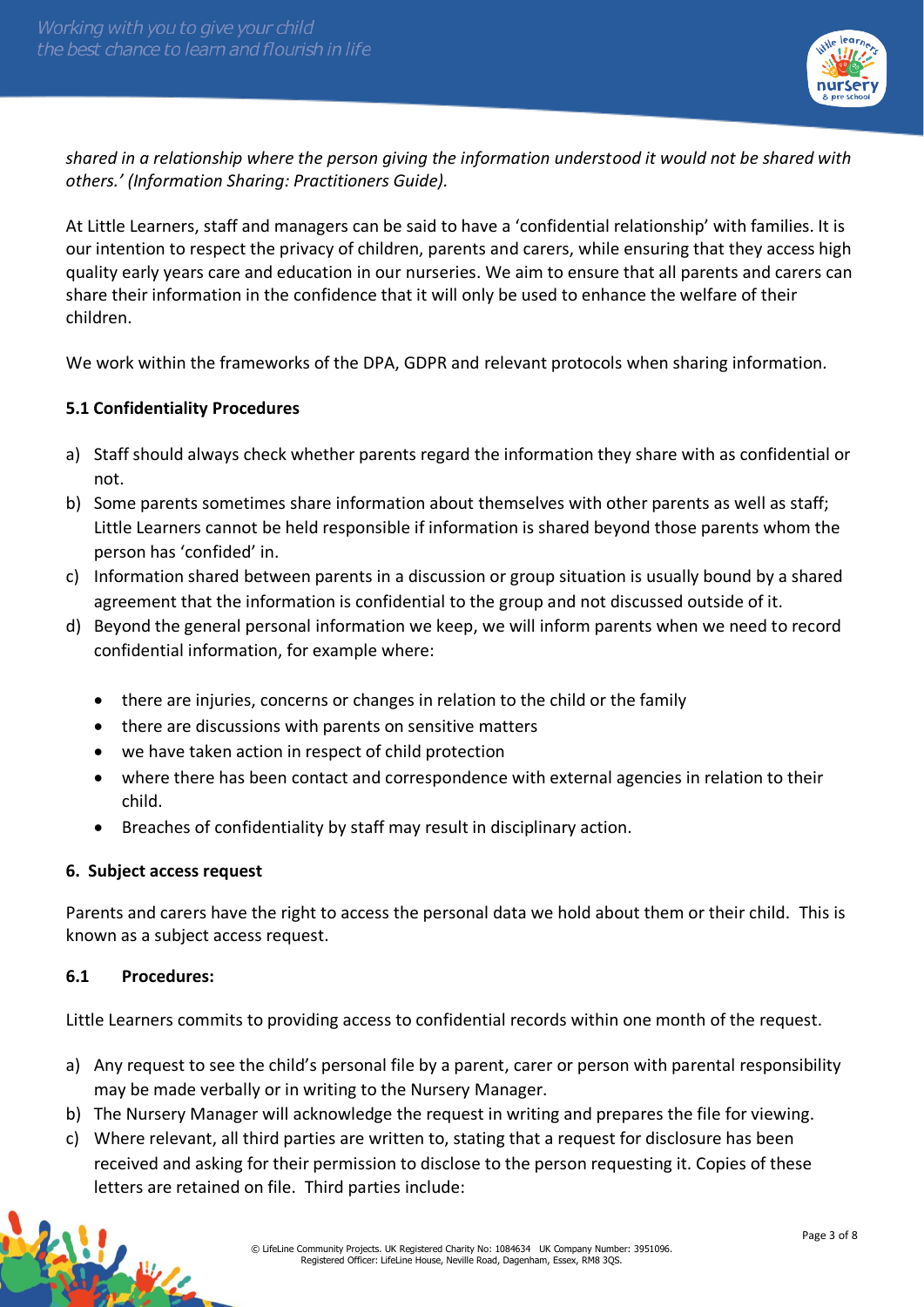*shared in a relationship where the person giving the information understood it would not be shared with others.' (Information Sharing: Practitioners Guide).*

At Little Learners, staff and managers can be said to have a 'confidential relationship' with families. It is our intention to respect the privacy of children, parents and carers, while ensuring that they access high quality early years care and education in our nurseries. We aim to ensure that all parents and carers can share their information in the confidence that it will only be used to enhance the welfare of their children.

We work within the frameworks of the DPA, GDPR and relevant protocols when sharing information.

### 5.1 Confidentiality Procedures

a) Staff should always check whether parents regard the information they share with as confidential or not.
b) Some parents sometimes share information about themselves with other parents as well as staff; Little Learners cannot be held responsible if information is shared beyond those parents whom the person has 'confided' in.
c) Information shared between parents in a discussion or group situation is usually bound by a shared agreement that the information is confidential to the group and not discussed outside of it.
d) Beyond the general personal information we keep, we will inform parents when we need to record confidential information, for example where:
    - there are injuries, concerns or changes in relation to the child or the family
    - there are discussions with parents on sensitive matters
    - we have taken action in respect of child protection
    - where there has been contact and correspondence with external agencies in relation to their child.
    - Breaches of confidentiality by staff may result in disciplinary action.

## 6. Subject access request

Parents and carers have the right to access the personal data we hold about them or their child. This is known as a subject access request.

### 6.1 Procedures:

Little Learners commits to providing access to confidential records within one month of the request.

a) Any request to see the child's personal file by a parent, carer or person with parental responsibility may be made verbally or in writing to the Nursery Manager.
b) The Nursery Manager will acknowledge the request in writing and prepares the file for viewing.
c) Where relevant, all third parties are written to, stating that a request for disclosure has been received and asking for their permission to disclose to the person requesting it. Copies of these letters are retained on file. Third parties include: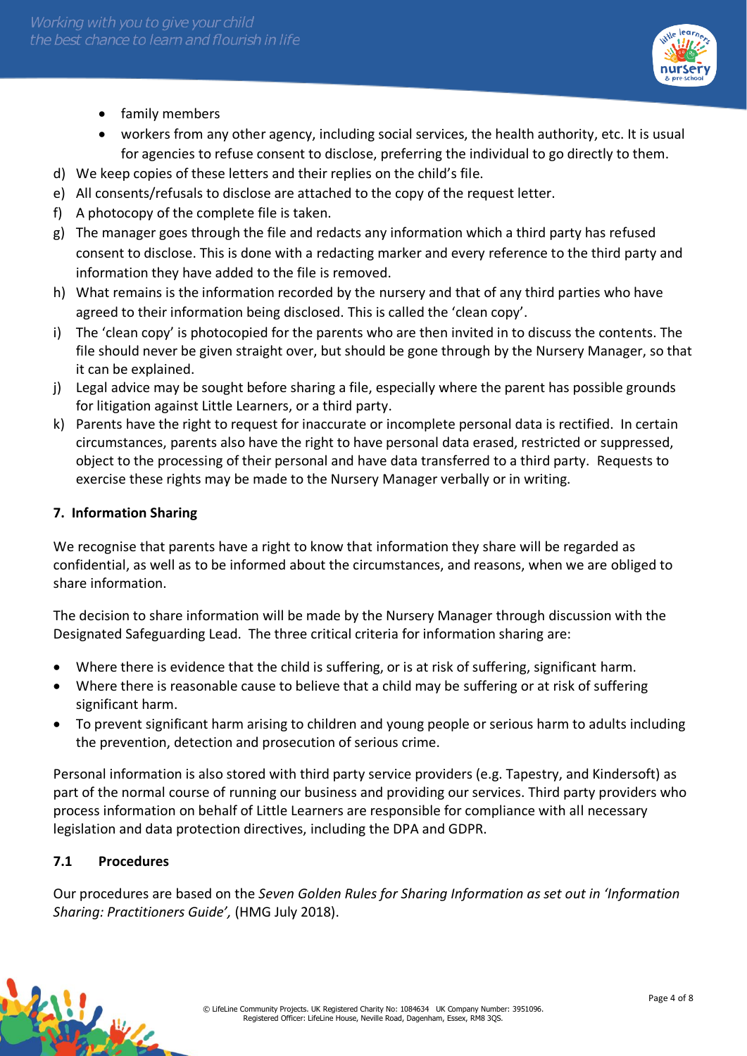- family members
- workers from any other agency, including social services, the health authority, etc. It is usual for agencies to refuse consent to disclose, preferring the individual to go directly to them.

d) We keep copies of these letters and their replies on the child's file.

e) All consents/refusals to disclose are attached to the copy of the request letter.

f) A photocopy of the complete file is taken.

g) The manager goes through the file and redacts any information which a third party has refused consent to disclose. This is done with a redacting marker and every reference to the third party and information they have added to the file is removed.

h) What remains is the information recorded by the nursery and that of any third parties who have agreed to their information being disclosed. This is called the 'clean copy'.

i) The 'clean copy' is photocopied for the parents who are then invited in to discuss the contents. The file should never be given straight over, but should be gone through by the Nursery Manager, so that it can be explained.

j) Legal advice may be sought before sharing a file, especially where the parent has possible grounds for litigation against Little Learners, or a third party.

k) Parents have the right to request for inaccurate or incomplete personal data is rectified. In certain circumstances, parents also have the right to have personal data erased, restricted or suppressed, object to the processing of their personal and have data transferred to a third party. Requests to exercise these rights may be made to the Nursery Manager verbally or in writing.

## 7. Information Sharing

We recognise that parents have a right to know that information they share will be regarded as confidential, as well as to be informed about the circumstances, and reasons, when we are obliged to share information.

The decision to share information will be made by the Nursery Manager through discussion with the Designated Safeguarding Lead. The three critical criteria for information sharing are:

- Where there is evidence that the child is suffering, or is at risk of suffering, significant harm.
- Where there is reasonable cause to believe that a child may be suffering or at risk of suffering significant harm.
- To prevent significant harm arising to children and young people or serious harm to adults including the prevention, detection and prosecution of serious crime.

Personal information is also stored with third party service providers (e.g. Tapestry, and Kindersoft) as part of the normal course of running our business and providing our services. Third party providers who process information on behalf of Little Learners are responsible for compliance with all necessary legislation and data protection directives, including the DPA and GDPR.

### 7.1 Procedures

Our procedures are based on the *Seven Golden Rules for Sharing Information as set out in 'Information Sharing: Practitioners Guide',* (HMG July 2018).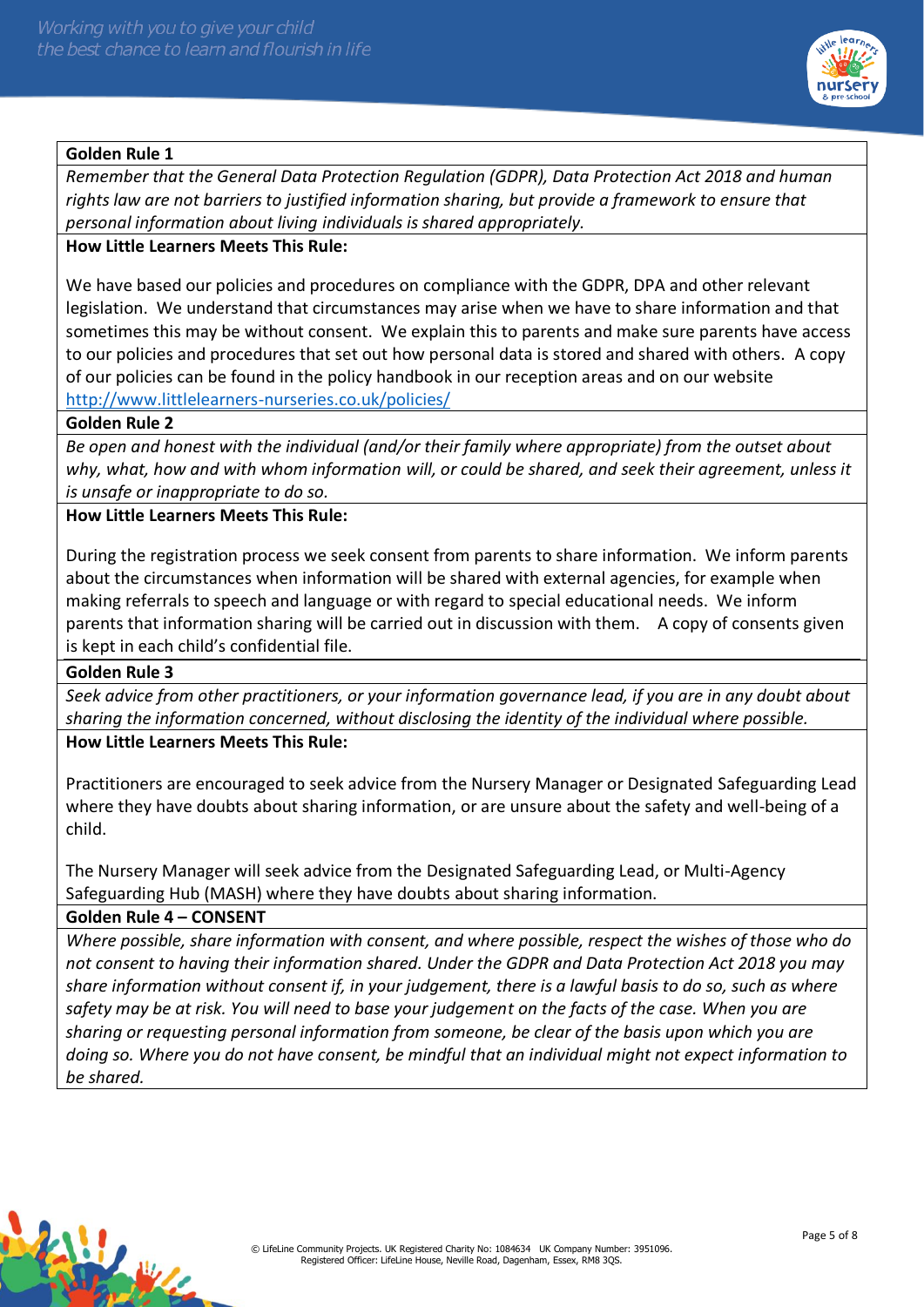**Golden Rule 1**

*Remember that the General Data Protection Regulation (GDPR), Data Protection Act 2018 and human rights law are not barriers to justified information sharing, but provide a framework to ensure that personal information about living individuals is shared appropriately.*

**How Little Learners Meets This Rule:**

We have based our policies and procedures on compliance with the GDPR, DPA and other relevant legislation. We understand that circumstances may arise when we have to share information and that sometimes this may be without consent. We explain this to parents and make sure parents have access to our policies and procedures that set out how personal data is stored and shared with others. A copy of our policies can be found in the policy handbook in our reception areas and on our website http://www.littlelearners-nurseries.co.uk/policies/

**Golden Rule 2**

*Be open and honest with the individual (and/or their family where appropriate) from the outset about why, what, how and with whom information will, or could be shared, and seek their agreement, unless it is unsafe or inappropriate to do so.*

**How Little Learners Meets This Rule:**

During the registration process we seek consent from parents to share information. We inform parents about the circumstances when information will be shared with external agencies, for example when making referrals to speech and language or with regard to special educational needs. We inform parents that information sharing will be carried out in discussion with them. A copy of consents given is kept in each child's confidential file.

**Golden Rule 3**

*Seek advice from other practitioners, or your information governance lead, if you are in any doubt about sharing the information concerned, without disclosing the identity of the individual where possible.*

**How Little Learners Meets This Rule:**

Practitioners are encouraged to seek advice from the Nursery Manager or Designated Safeguarding Lead where they have doubts about sharing information, or are unsure about the safety and well-being of a child.

The Nursery Manager will seek advice from the Designated Safeguarding Lead, or Multi-Agency Safeguarding Hub (MASH) where they have doubts about sharing information.

**Golden Rule 4 – CONSENT**

*Where possible, share information with consent, and where possible, respect the wishes of those who do not consent to having their information shared. Under the GDPR and Data Protection Act 2018 you may share information without consent if, in your judgement, there is a lawful basis to do so, such as where safety may be at risk. You will need to base your judgement on the facts of the case. When you are sharing or requesting personal information from someone, be clear of the basis upon which you are doing so. Where you do not have consent, be mindful that an individual might not expect information to be shared.*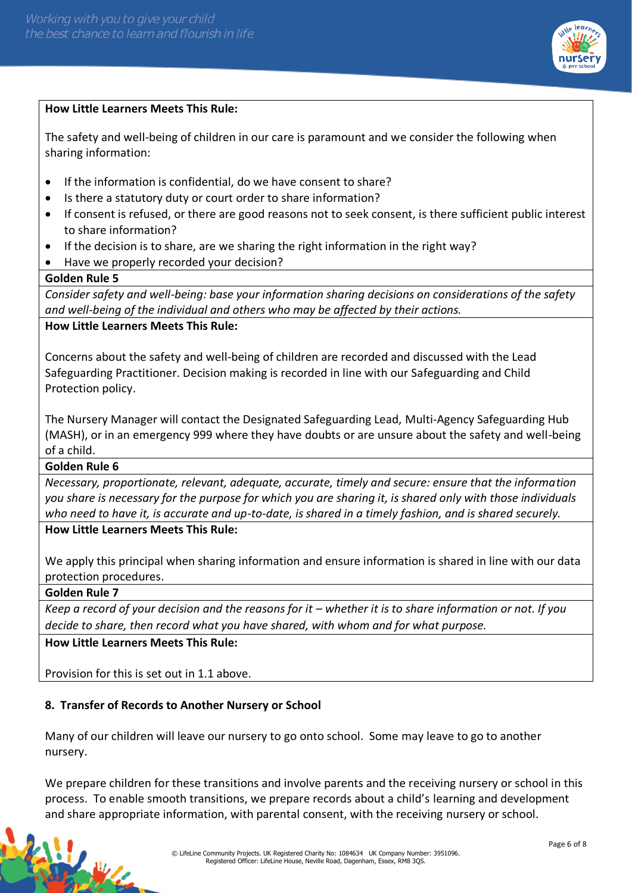**How Little Learners Meets This Rule:**

The safety and well-being of children in our care is paramount and we consider the following when sharing information:

- If the information is confidential, do we have consent to share?
- Is there a statutory duty or court order to share information?
- If consent is refused, or there are good reasons not to seek consent, is there sufficient public interest to share information?
- If the decision is to share, are we sharing the right information in the right way?
- Have we properly recorded your decision?

**Golden Rule 5**

*Consider safety and well-being: base your information sharing decisions on considerations of the safety and well-being of the individual and others who may be affected by their actions.*

**How Little Learners Meets This Rule:**

Concerns about the safety and well-being of children are recorded and discussed with the Lead Safeguarding Practitioner. Decision making is recorded in line with our Safeguarding and Child Protection policy.

The Nursery Manager will contact the Designated Safeguarding Lead, Multi-Agency Safeguarding Hub (MASH), or in an emergency 999 where they have doubts or are unsure about the safety and well-being of a child.

**Golden Rule 6**

*Necessary, proportionate, relevant, adequate, accurate, timely and secure: ensure that the information you share is necessary for the purpose for which you are sharing it, is shared only with those individuals who need to have it, is accurate and up-to-date, is shared in a timely fashion, and is shared securely.*

**How Little Learners Meets This Rule:**

We apply this principal when sharing information and ensure information is shared in line with our data protection procedures.

**Golden Rule 7**

*Keep a record of your decision and the reasons for it – whether it is to share information or not. If you decide to share, then record what you have shared, with whom and for what purpose.*

**How Little Learners Meets This Rule:**

Provision for this is set out in 1.1 above.

## 8. Transfer of Records to Another Nursery or School

Many of our children will leave our nursery to go onto school. Some may leave to go to another nursery.

We prepare children for these transitions and involve parents and the receiving nursery or school in this process. To enable smooth transitions, we prepare records about a child's learning and development and share appropriate information, with parental consent, with the receiving nursery or school.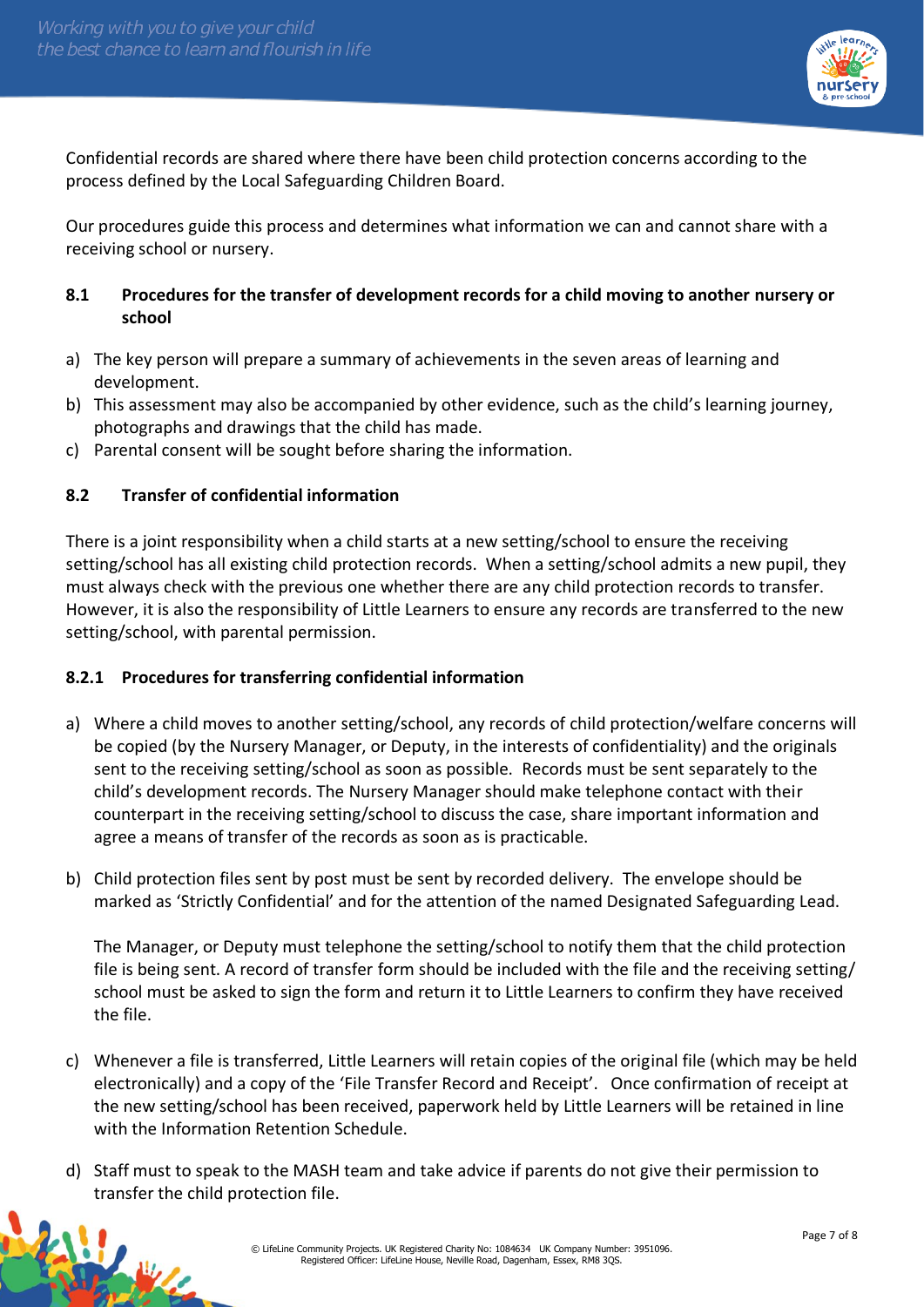Confidential records are shared where there have been child protection concerns according to the process defined by the Local Safeguarding Children Board.

Our procedures guide this process and determines what information we can and cannot share with a receiving school or nursery.

### 8.1 Procedures for the transfer of development records for a child moving to another nursery or school

a) The key person will prepare a summary of achievements in the seven areas of learning and development.
b) This assessment may also be accompanied by other evidence, such as the child's learning journey, photographs and drawings that the child has made.
c) Parental consent will be sought before sharing the information.

### 8.2 Transfer of confidential information

There is a joint responsibility when a child starts at a new setting/school to ensure the receiving setting/school has all existing child protection records. When a setting/school admits a new pupil, they must always check with the previous one whether there are any child protection records to transfer. However, it is also the responsibility of Little Learners to ensure any records are transferred to the new setting/school, with parental permission.

#### 8.2.1 Procedures for transferring confidential information

a) Where a child moves to another setting/school, any records of child protection/welfare concerns will be copied (by the Nursery Manager, or Deputy, in the interests of confidentiality) and the originals sent to the receiving setting/school as soon as possible. Records must be sent separately to the child's development records. The Nursery Manager should make telephone contact with their counterpart in the receiving setting/school to discuss the case, share important information and agree a means of transfer of the records as soon as is practicable.

b) Child protection files sent by post must be sent by recorded delivery. The envelope should be marked as 'Strictly Confidential' and for the attention of the named Designated Safeguarding Lead.

   The Manager, or Deputy must telephone the setting/school to notify them that the child protection file is being sent. A record of transfer form should be included with the file and the receiving setting/school must be asked to sign the form and return it to Little Learners to confirm they have received the file.

c) Whenever a file is transferred, Little Learners will retain copies of the original file (which may be held electronically) and a copy of the 'File Transfer Record and Receipt'. Once confirmation of receipt at the new setting/school has been received, paperwork held by Little Learners will be retained in line with the Information Retention Schedule.

d) Staff must to speak to the MASH team and take advice if parents do not give their permission to transfer the child protection file.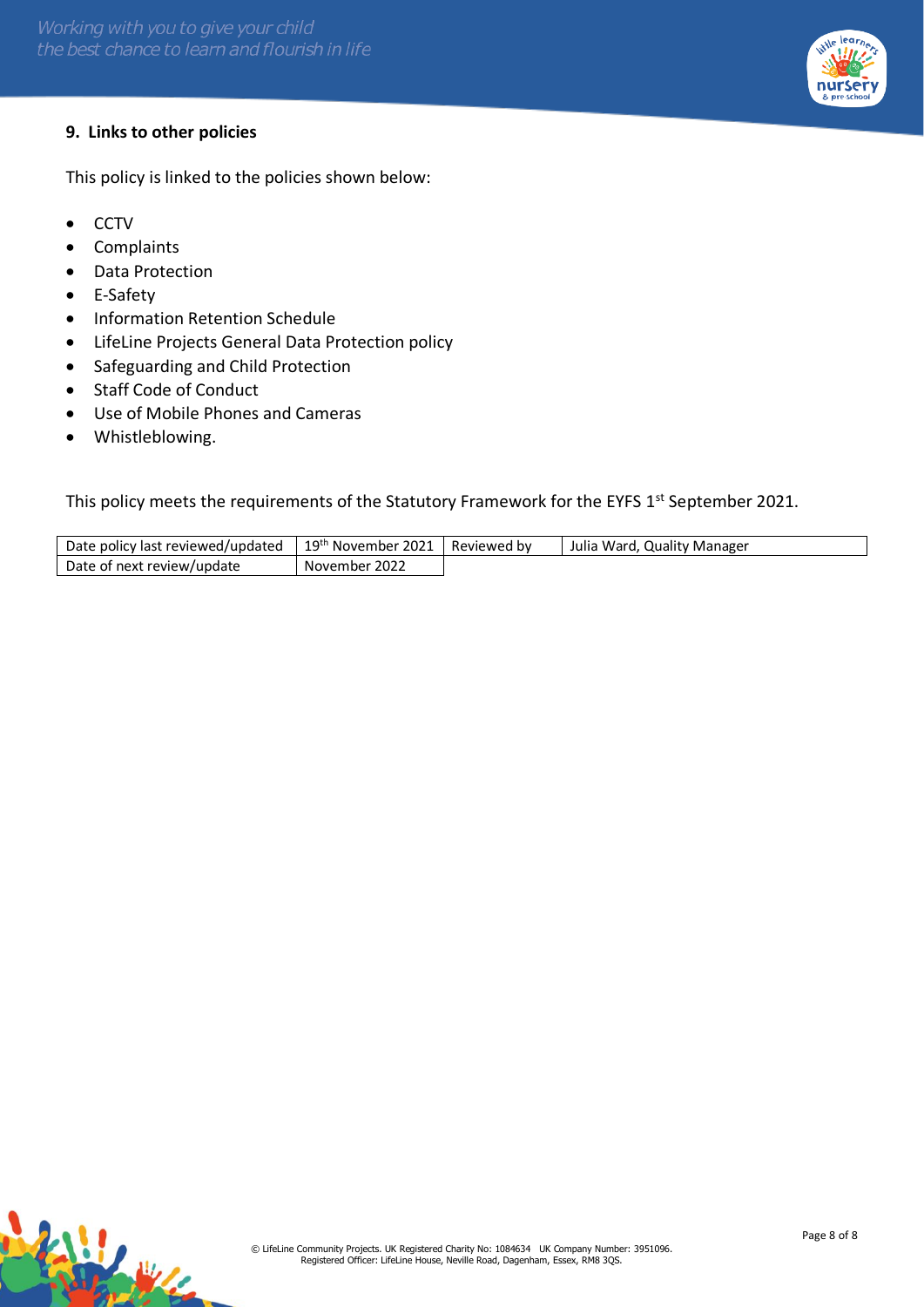## 9. Links to other policies

This policy is linked to the policies shown below:

- CCTV
- Complaints
- Data Protection
- E-Safety
- Information Retention Schedule
- LifeLine Projects General Data Protection policy
- Safeguarding and Child Protection
- Staff Code of Conduct
- Use of Mobile Phones and Cameras
- Whistleblowing.

This policy meets the requirements of the Statutory Framework for the EYFS 1st September 2021.

| | | | |
|---|---|---|---|
| Date policy last reviewed/updated | 19th November 2021 | Reviewed by | Julia Ward, Quality Manager |
| Date of next review/update | November 2022 | | |